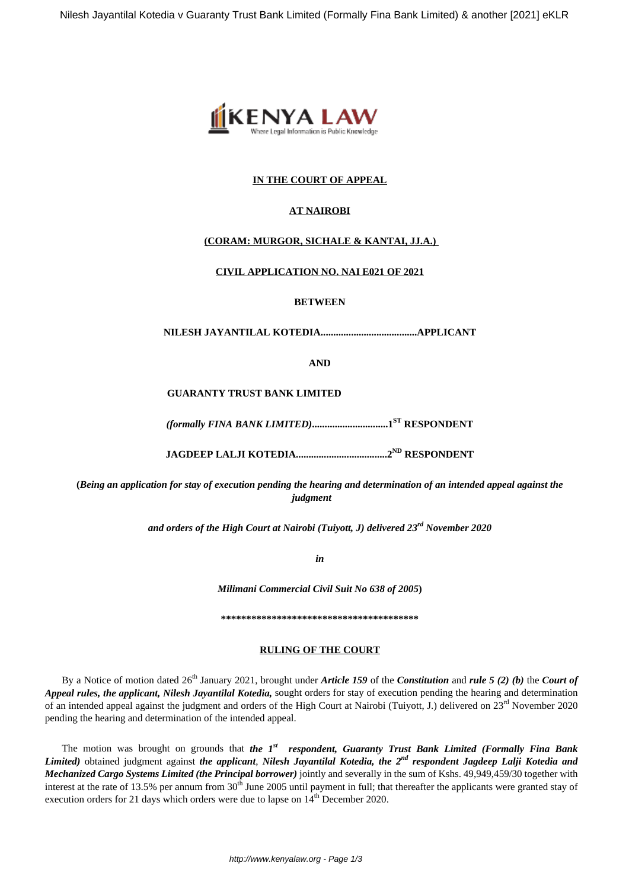**IN THE COURT OF APPEAL**

**AT NAIROBI**

**(CORAM: MURGOR, SICHALE & KANTAI, JJ.A.)**

**CIVIL APPLICATION NO. NAI E021 OF 2021**

**BETWEEN**

**NILESH JAYANTILAL KOTEDIA......................................APPLICANT**

**AND**

**GUARANTY TRUST BANK LIMITED**

***(formally FINA BANK LIMITED)*..............................1ST RESPONDENT**

**JAGDEEP LALJI KOTEDIA....................................2ND RESPONDENT**

**(*Being an application for stay of execution pending the hearing and determination of an intended appeal against the judgment***

***and orders of the High Court at Nairobi (Tuiyott, J) delivered 23rd November 2020***

***in***

***Milimani Commercial Civil Suit No 638 of 2005*)**

**\*\*\*\*\*\*\*\*\*\*\*\*\*\*\*\*\*\*\*\*\*\*\*\*\*\*\*\*\*\*\*\*\*\*\*\*\*\*\*\***

**RULING OF THE COURT**

By a Notice of motion dated 26th January 2021, brought under ***Article 159*** of the ***Constitution*** and ***rule 5 (2) (b)*** the ***Court of Appeal rules, the applicant, Nilesh Jayantilal Kotedia,*** sought orders for stay of execution pending the hearing and determination of an intended appeal against the judgment and orders of the High Court at Nairobi (Tuiyott, J.) delivered on 23rd November 2020 pending the hearing and determination of the intended appeal.

The motion was brought on grounds that ***the 1st respondent, Guaranty Trust Bank Limited (Formally Fina Bank Limited)*** obtained judgment against ***the applicant***, ***Nilesh Jayantilal Kotedia, the 2nd respondent Jagdeep Lalji Kotedia and Mechanized Cargo Systems Limited (the Principal borrower)*** jointly and severally in the sum of Kshs. 49,949,459/30 together with interest at the rate of 13.5% per annum from 30th June 2005 until payment in full; that thereafter the applicants were granted stay of execution orders for 21 days which orders were due to lapse on 14th December 2020.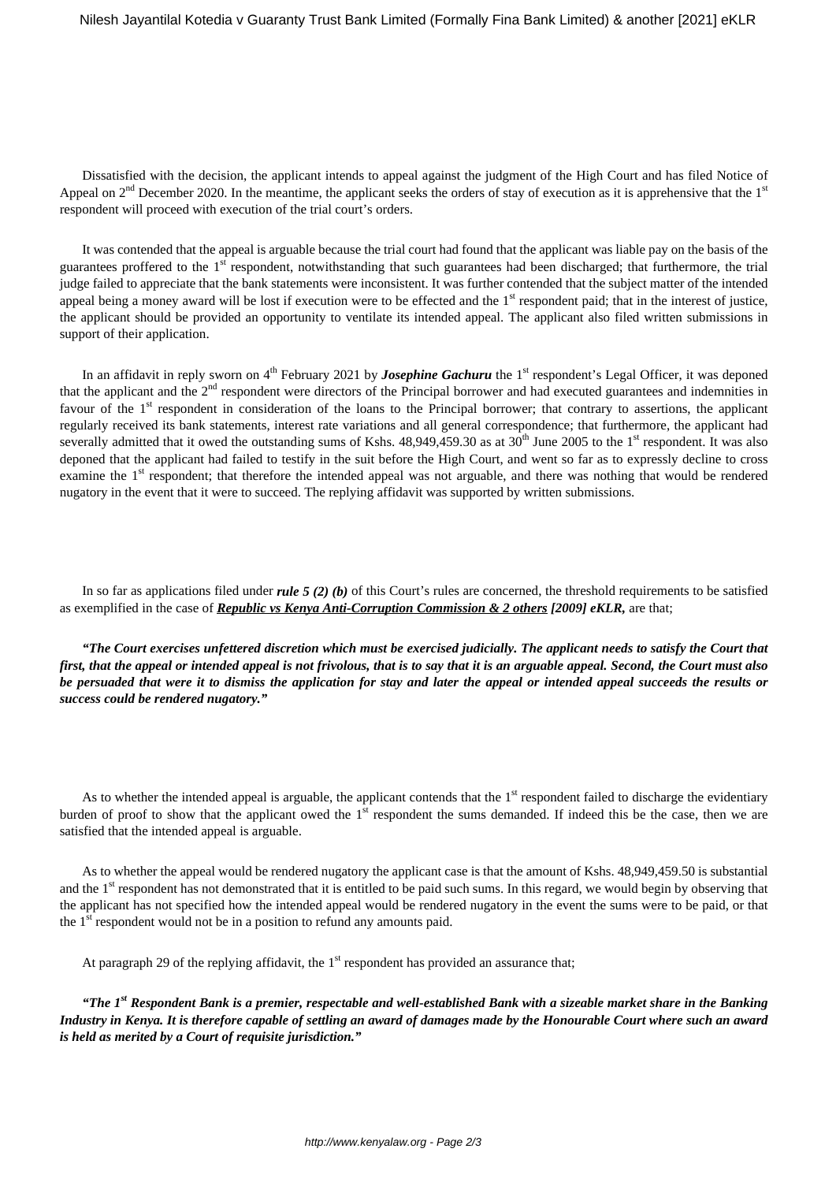Dissatisfied with the decision, the applicant intends to appeal against the judgment of the High Court and has filed Notice of Appeal on 2nd December 2020. In the meantime, the applicant seeks the orders of stay of execution as it is apprehensive that the 1st respondent will proceed with execution of the trial court's orders.

It was contended that the appeal is arguable because the trial court had found that the applicant was liable pay on the basis of the guarantees proffered to the 1st respondent, notwithstanding that such guarantees had been discharged; that furthermore, the trial judge failed to appreciate that the bank statements were inconsistent. It was further contended that the subject matter of the intended appeal being a money award will be lost if execution were to be effected and the 1st respondent paid; that in the interest of justice, the applicant should be provided an opportunity to ventilate its intended appeal. The applicant also filed written submissions in support of their application.

In an affidavit in reply sworn on 4th February 2021 by ***Josephine Gachuru*** the 1st respondent's Legal Officer, it was deponed that the applicant and the 2nd respondent were directors of the Principal borrower and had executed guarantees and indemnities in favour of the 1st respondent in consideration of the loans to the Principal borrower; that contrary to assertions, the applicant regularly received its bank statements, interest rate variations and all general correspondence; that furthermore, the applicant had severally admitted that it owed the outstanding sums of Kshs. 48,949,459.30 as at 30th June 2005 to the 1st respondent. It was also deponed that the applicant had failed to testify in the suit before the High Court, and went so far as to expressly decline to cross examine the 1st respondent; that therefore the intended appeal was not arguable, and there was nothing that would be rendered nugatory in the event that it were to succeed. The replying affidavit was supported by written submissions.

In so far as applications filed under ***rule 5 (2) (b)*** of this Court's rules are concerned, the threshold requirements to be satisfied as exemplified in the case of ***Republic vs Kenya Anti-Corruption Commission & 2 others [2009] eKLR***, are that;

***"The Court exercises unfettered discretion which must be exercised judicially. The applicant needs to satisfy the Court that first, that the appeal or intended appeal is not frivolous, that is to say that it is an arguable appeal. Second, the Court must also be persuaded that were it to dismiss the application for stay and later the appeal or intended appeal succeeds the results or success could be rendered nugatory."***

As to whether the intended appeal is arguable, the applicant contends that the 1st respondent failed to discharge the evidentiary burden of proof to show that the applicant owed the 1st respondent the sums demanded. If indeed this be the case, then we are satisfied that the intended appeal is arguable.

As to whether the appeal would be rendered nugatory the applicant case is that the amount of Kshs. 48,949,459.50 is substantial and the 1st respondent has not demonstrated that it is entitled to be paid such sums. In this regard, we would begin by observing that the applicant has not specified how the intended appeal would be rendered nugatory in the event the sums were to be paid, or that the 1st respondent would not be in a position to refund any amounts paid.

At paragraph 29 of the replying affidavit, the 1st respondent has provided an assurance that;

***"The 1st Respondent Bank is a premier, respectable and well-established Bank with a sizeable market share in the Banking Industry in Kenya. It is therefore capable of settling an award of damages made by the Honourable Court where such an award is held as merited by a Court of requisite jurisdiction."***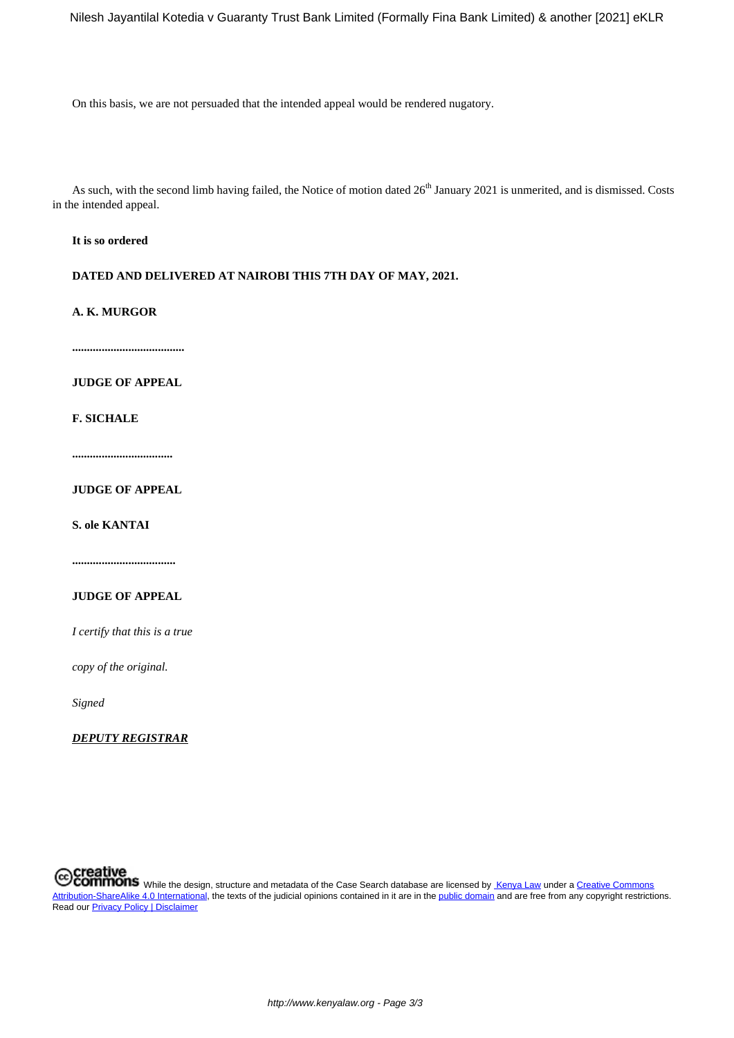On this basis, we are not persuaded that the intended appeal would be rendered nugatory.

As such, with the second limb having failed, the Notice of motion dated 26th January 2021 is unmerited, and is dismissed. Costs in the intended appeal.

**It is so ordered**

**DATED AND DELIVERED AT NAIROBI THIS 7TH DAY OF MAY, 2021.**

**A. K. MURGOR**

**......................................**

**JUDGE OF APPEAL**

**F. SICHALE**

**..................................**

**JUDGE OF APPEAL**

**S. ole KANTAI**

**...................................**

**JUDGE OF APPEAL**

*I certify that this is a true*

*copy of the original.*

*Signed*

***DEPUTY REGISTRAR***

While the design, structure and metadata of the Case Search database are licensed by Kenya Law under a Creative Commons Attribution-ShareAlike 4.0 International, the texts of the judicial opinions contained in it are in the public domain and are free from any copyright restrictions. Read our Privacy Policy | Disclaimer